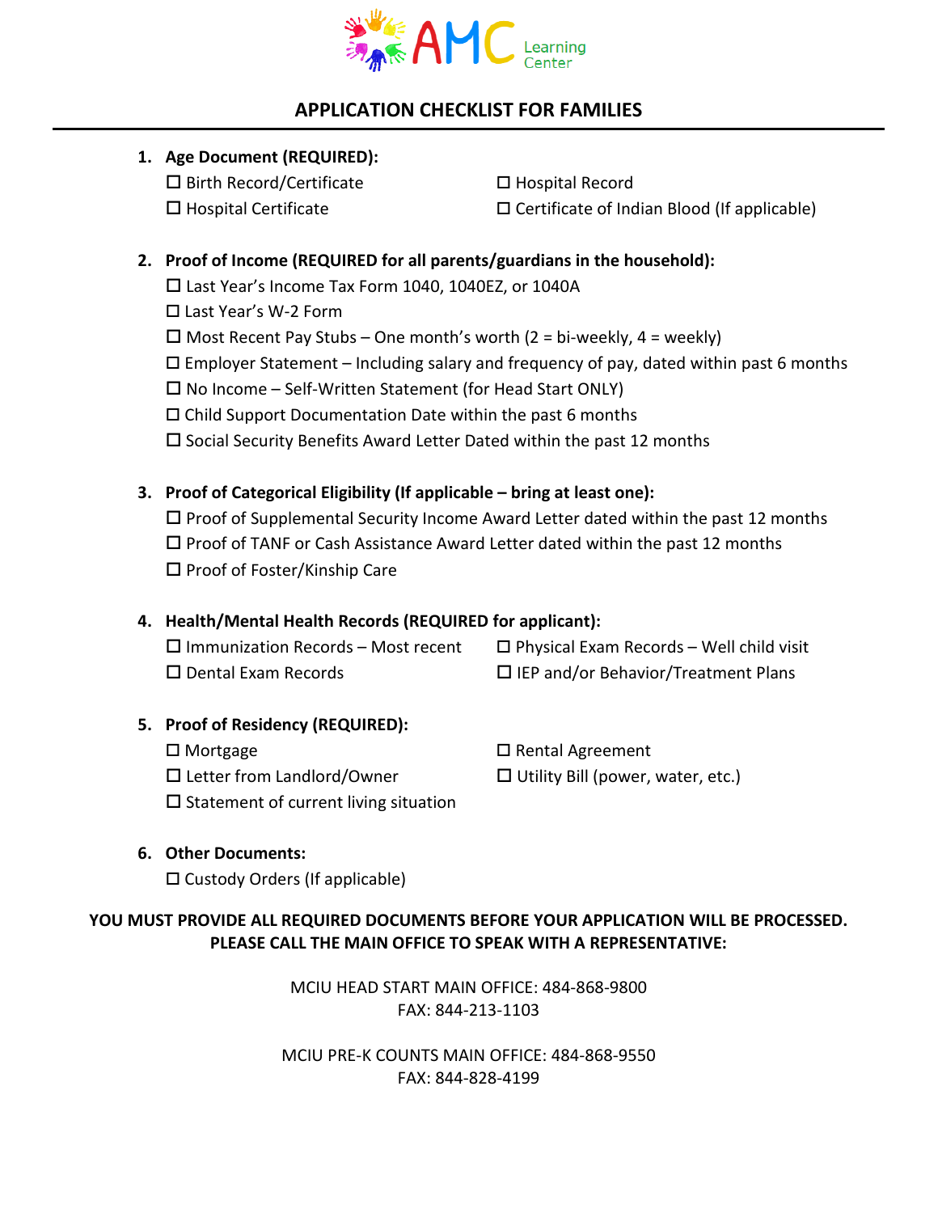AMC Learning Center

# APPLICATION CHECKLIST FOR FAMILIES

1. **Age Document (REQUIRED):**
   - ☐ Birth Record/Certificate
   - ☐ Hospital Record
   - ☐ Hospital Certificate
   - ☐ Certificate of Indian Blood (If applicable)

2. **Proof of Income (REQUIRED for all parents/guardians in the household):**
   - ☐ Last Year's Income Tax Form 1040, 1040EZ, or 1040A
   - ☐ Last Year's W-2 Form
   - ☐ Most Recent Pay Stubs – One month's worth (2 = bi-weekly, 4 = weekly)
   - ☐ Employer Statement – Including salary and frequency of pay, dated within past 6 months
   - ☐ No Income – Self-Written Statement (for Head Start ONLY)
   - ☐ Child Support Documentation Date within the past 6 months
   - ☐ Social Security Benefits Award Letter Dated within the past 12 months

3. **Proof of Categorical Eligibility (If applicable – bring at least one):**
   - ☐ Proof of Supplemental Security Income Award Letter dated within the past 12 months
   - ☐ Proof of TANF or Cash Assistance Award Letter dated within the past 12 months
   - ☐ Proof of Foster/Kinship Care

4. **Health/Mental Health Records (REQUIRED for applicant):**
   - ☐ Immunization Records – Most recent
   - ☐ Physical Exam Records – Well child visit
   - ☐ Dental Exam Records
   - ☐ IEP and/or Behavior/Treatment Plans

5. **Proof of Residency (REQUIRED):**
   - ☐ Mortgage
   - ☐ Rental Agreement
   - ☐ Letter from Landlord/Owner
   - ☐ Utility Bill (power, water, etc.)
   - ☐ Statement of current living situation

6. **Other Documents:**
   - ☐ Custody Orders (If applicable)

**YOU MUST PROVIDE ALL REQUIRED DOCUMENTS BEFORE YOUR APPLICATION WILL BE PROCESSED. PLEASE CALL THE MAIN OFFICE TO SPEAK WITH A REPRESENTATIVE:**

MCIU HEAD START MAIN OFFICE: 484-868-9800
FAX: 844-213-1103

MCIU PRE-K COUNTS MAIN OFFICE: 484-868-9550
FAX: 844-828-4199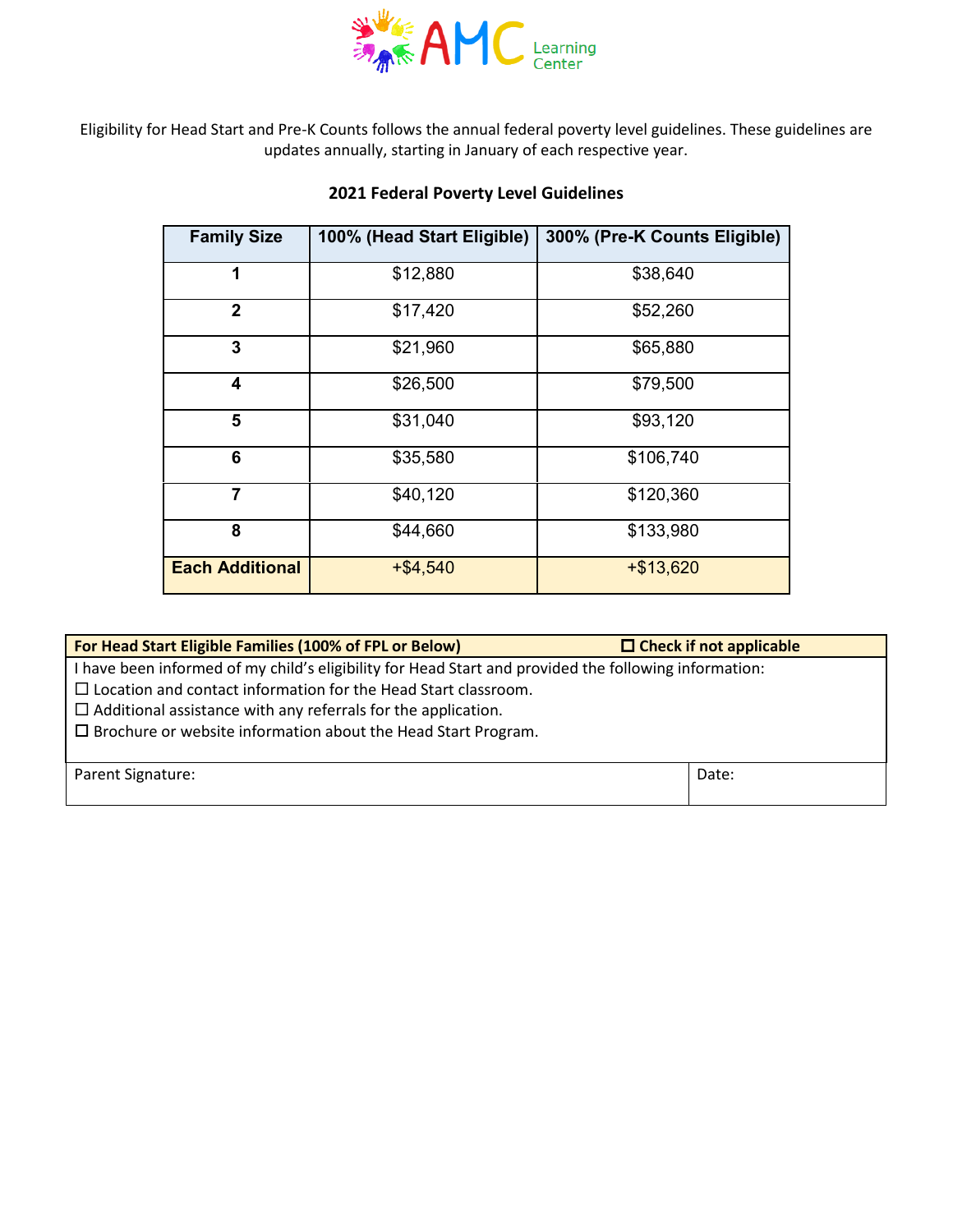AMC Learning Center

Eligibility for Head Start and Pre-K Counts follows the annual federal poverty level guidelines. These guidelines are updates annually, starting in January of each respective year.

**2021 Federal Poverty Level Guidelines**

| Family Size | 100% (Head Start Eligible) | 300% (Pre-K Counts Eligible) |
|---|---|---|
| **1** | $12,880 | $38,640 |
| **2** | $17,420 | $52,260 |
| **3** | $21,960 | $65,880 |
| **4** | $26,500 | $79,500 |
| **5** | $31,040 | $93,120 |
| **6** | $35,580 | $106,740 |
| **7** | $40,120 | $120,360 |
| **8** | $44,660 | $133,980 |
| **Each Additional** | +$4,540 | +$13,620 |

**For Head Start Eligible Families (100% of FPL or Below)** ☐ **Check if not applicable**

I have been informed of my child's eligibility for Head Start and provided the following information:

☐ Location and contact information for the Head Start classroom.
☐ Additional assistance with any referrals for the application.
☐ Brochure or website information about the Head Start Program.

| Parent Signature: | Date: |
|---|---|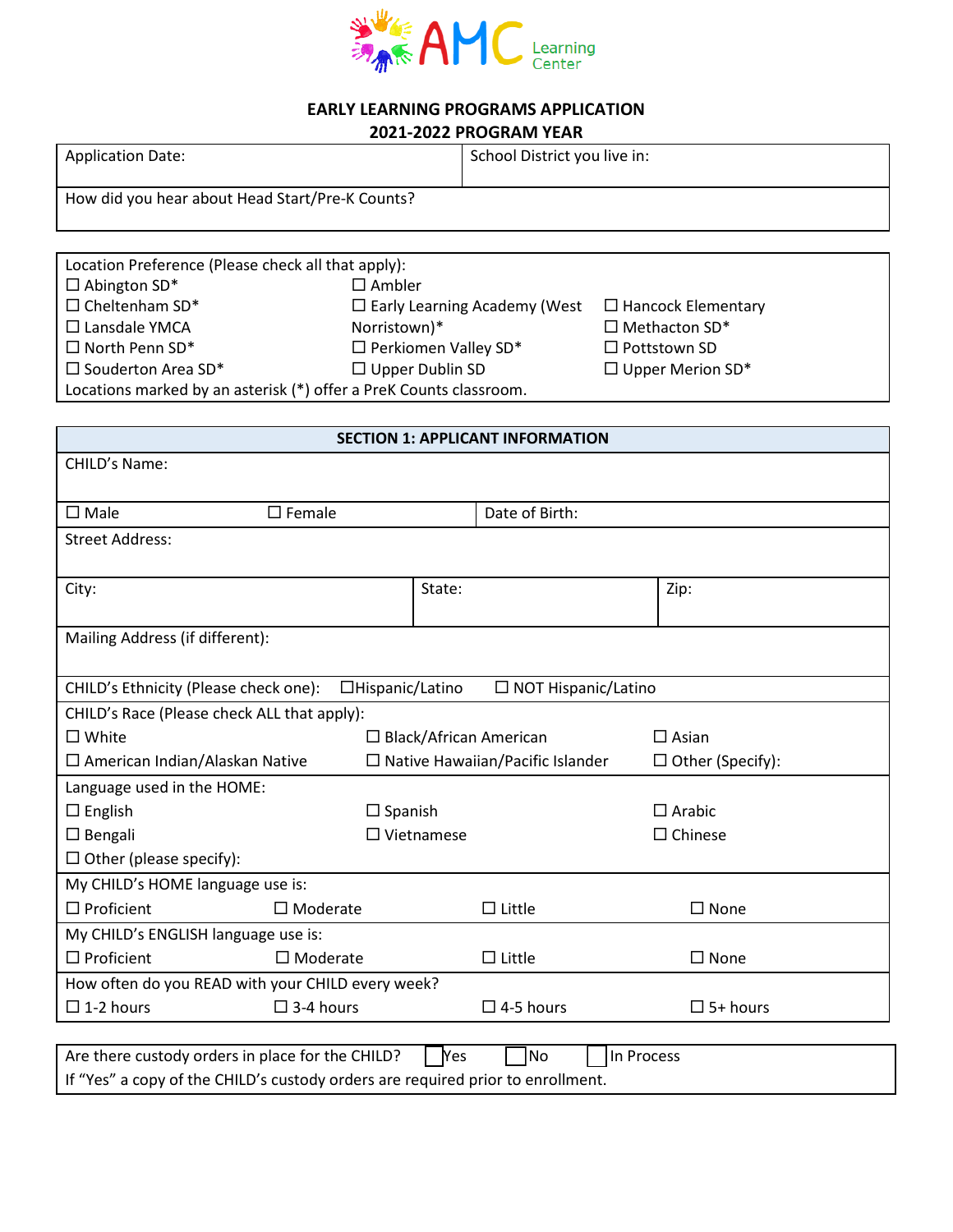AMC Learning Center

# EARLY LEARNING PROGRAMS APPLICATION
## 2021-2022 PROGRAM YEAR

| Application Date: | School District you live in: |
|---|---|
| How did you hear about Head Start/Pre-K Counts? | |

Location Preference (Please check all that apply):

| | | |
|---|---|---|
| ☐ Abington SD* | ☐ Ambler | |
| ☐ Cheltenham SD* | ☐ Early Learning Academy (West Norristown)* | ☐ Hancock Elementary |
| ☐ Lansdale YMCA | | ☐ Methacton SD* |
| ☐ North Penn SD* | ☐ Perkiomen Valley SD* | ☐ Pottstown SD |
| ☐ Souderton Area SD* | ☐ Upper Dublin SD | ☐ Upper Merion SD* |

Locations marked by an asterisk (*) offer a PreK Counts classroom.

## SECTION 1: APPLICANT INFORMATION

CHILD's Name:

☐ Male ☐ Female | Date of Birth:

Street Address:

| City: | State: | Zip: |
|---|---|---|

Mailing Address (if different):

CHILD's Ethnicity (Please check one): ☐ Hispanic/Latino ☐ NOT Hispanic/Latino

CHILD's Race (Please check ALL that apply):

| | | |
|---|---|---|
| ☐ White | ☐ Black/African American | ☐ Asian |
| ☐ American Indian/Alaskan Native | ☐ Native Hawaiian/Pacific Islander | ☐ Other (Specify): |

Language used in the HOME:

| | | |
|---|---|---|
| ☐ English | ☐ Spanish | ☐ Arabic |
| ☐ Bengali | ☐ Vietnamese | ☐ Chinese |
| ☐ Other (please specify): | | |

My CHILD's HOME language use is:

☐ Proficient ☐ Moderate ☐ Little ☐ None

My CHILD's ENGLISH language use is:

☐ Proficient ☐ Moderate ☐ Little ☐ None

How often do you READ with your CHILD every week?

☐ 1-2 hours ☐ 3-4 hours ☐ 4-5 hours ☐ 5+ hours

Are there custody orders in place for the CHILD? ☐ Yes ☐ No ☐ In Process

If "Yes" a copy of the CHILD's custody orders are required prior to enrollment.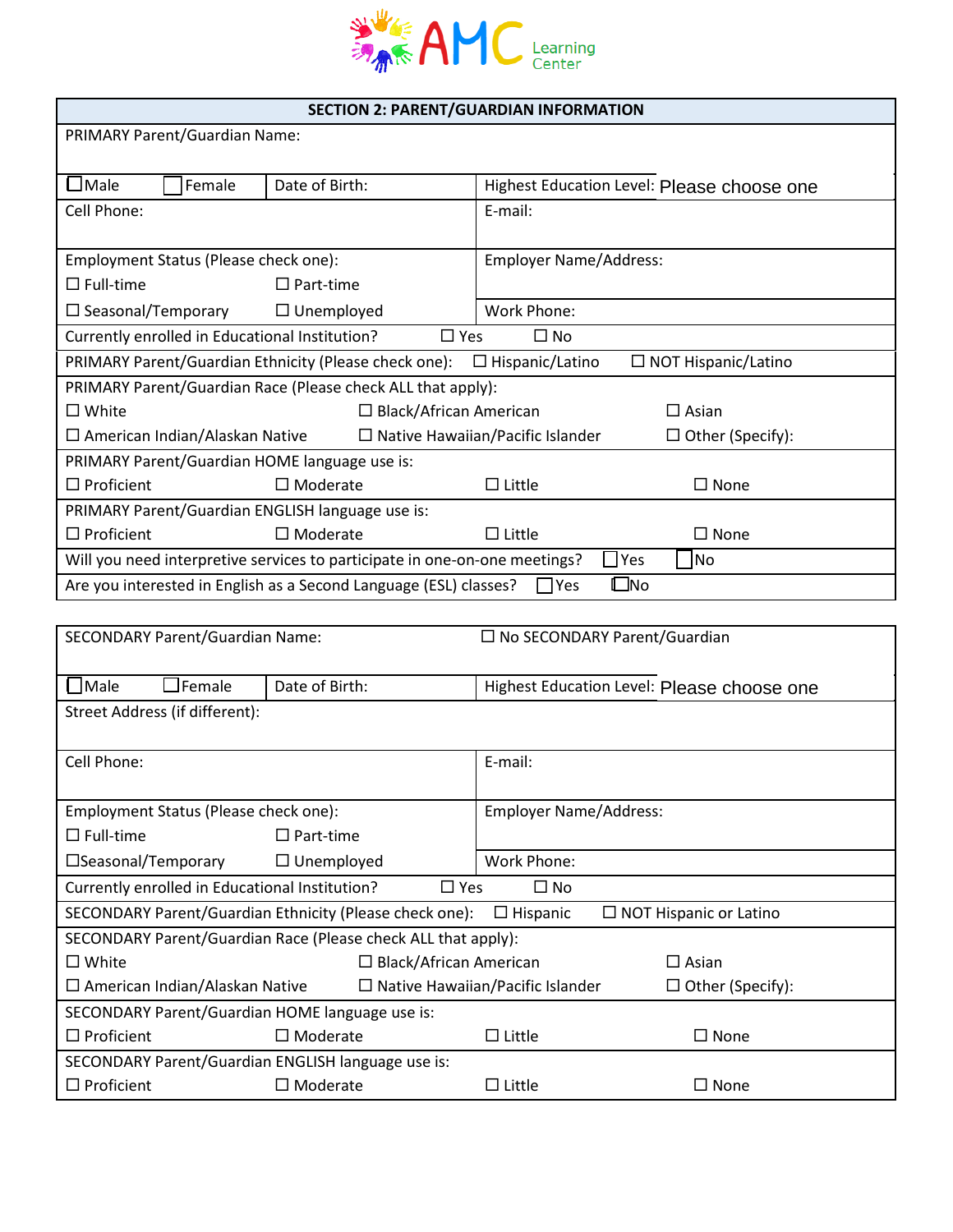AMC Learning Center

## SECTION 2: PARENT/GUARDIAN INFORMATION

PRIMARY Parent/Guardian Name:

☐ Male ☐ Female | Date of Birth: | Highest Education Level: Please choose one

Cell Phone: | E-mail:

Employment Status (Please check one):
☐ Full-time ☐ Part-time
☐ Seasonal/Temporary ☐ Unemployed

Employer Name/Address:

Work Phone:

Currently enrolled in Educational Institution? ☐ Yes ☐ No

PRIMARY Parent/Guardian Ethnicity (Please check one): ☐ Hispanic/Latino ☐ NOT Hispanic/Latino

PRIMARY Parent/Guardian Race (Please check ALL that apply):
☐ White ☐ Black/African American ☐ Asian
☐ American Indian/Alaskan Native ☐ Native Hawaiian/Pacific Islander ☐ Other (Specify):

PRIMARY Parent/Guardian HOME language use is:
☐ Proficient ☐ Moderate ☐ Little ☐ None

PRIMARY Parent/Guardian ENGLISH language use is:
☐ Proficient ☐ Moderate ☐ Little ☐ None

Will you need interpretive services to participate in one-on-one meetings? ☐ Yes ☐ No

Are you interested in English as a Second Language (ESL) classes? ☐ Yes ☐ No

---

SECONDARY Parent/Guardian Name: ☐ No SECONDARY Parent/Guardian

☐ Male ☐ Female | Date of Birth: | Highest Education Level: Please choose one

Street Address (if different):

Cell Phone: | E-mail:

Employment Status (Please check one):
☐ Full-time ☐ Part-time
☐ Seasonal/Temporary ☐ Unemployed

Employer Name/Address:

Work Phone:

Currently enrolled in Educational Institution? ☐ Yes ☐ No

SECONDARY Parent/Guardian Ethnicity (Please check one): ☐ Hispanic ☐ NOT Hispanic or Latino

SECONDARY Parent/Guardian Race (Please check ALL that apply):
☐ White ☐ Black/African American ☐ Asian
☐ American Indian/Alaskan Native ☐ Native Hawaiian/Pacific Islander ☐ Other (Specify):

SECONDARY Parent/Guardian HOME language use is:
☐ Proficient ☐ Moderate ☐ Little ☐ None

SECONDARY Parent/Guardian ENGLISH language use is:
☐ Proficient ☐ Moderate ☐ Little ☐ None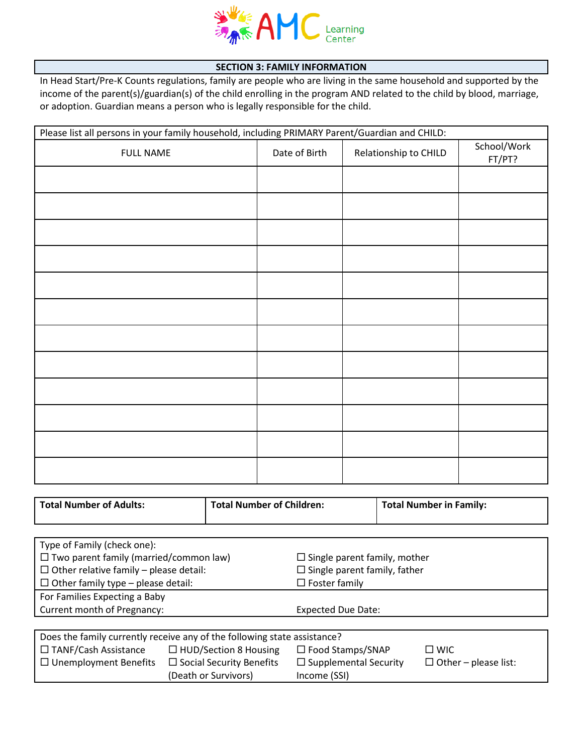AMC Learning Center

## SECTION 3: FAMILY INFORMATION

In Head Start/Pre-K Counts regulations, family are people who are living in the same household and supported by the income of the parent(s)/guardian(s) of the child enrolling in the program AND related to the child by blood, marriage, or adoption. Guardian means a person who is legally responsible for the child.

Please list all persons in your family household, including PRIMARY Parent/Guardian and CHILD:

| FULL NAME | Date of Birth | Relationship to CHILD | School/Work FT/PT? |
|---|---|---|---|
| | | | |
| | | | |
| | | | |
| | | | |
| | | | |
| | | | |
| | | | |
| | | | |
| | | | |
| | | | |
| | | | |
| | | | |

| **Total Number of Adults:** | **Total Number of Children:** | **Total Number in Family:** |
|---|---|---|
| | | |

Type of Family (check one):

☐ Two parent family (married/common law)
☐ Other relative family – please detail:
☐ Other family type – please detail:
☐ Single parent family, mother
☐ Single parent family, father
☐ Foster family

For Families Expecting a Baby
Current month of Pregnancy:
Expected Due Date:

Does the family currently receive any of the following state assistance?

☐ TANF/Cash Assistance
☐ Unemployment Benefits
☐ HUD/Section 8 Housing
☐ Social Security Benefits (Death or Survivors)
☐ Food Stamps/SNAP
☐ Supplemental Security Income (SSI)
☐ WIC
☐ Other – please list: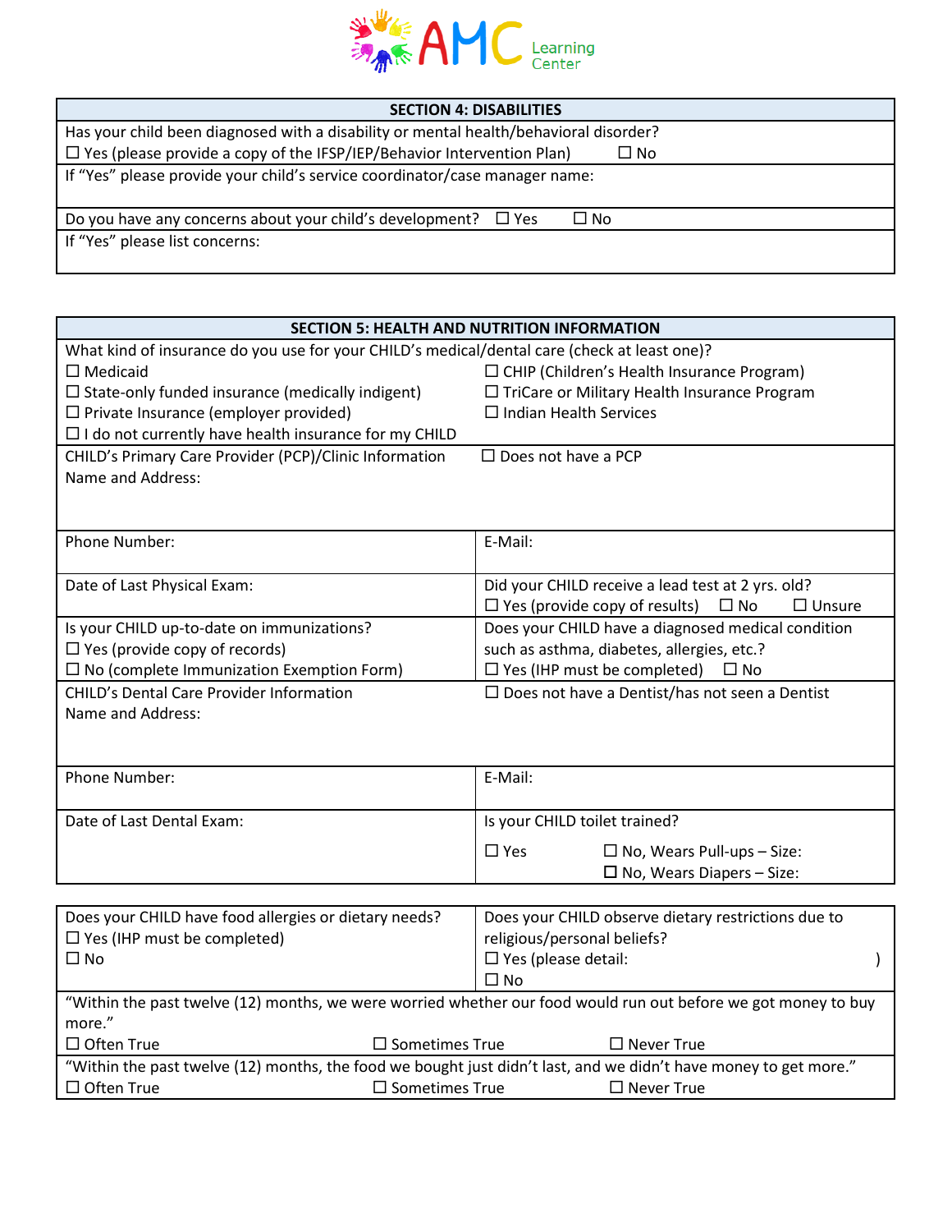| SECTION 4: DISABILITIES |
|---|
| Has your child been diagnosed with a disability or mental health/behavioral disorder?<br>☐ Yes (please provide a copy of the IFSP/IEP/Behavior Intervention Plan) ☐ No |
| If "Yes" please provide your child's service coordinator/case manager name: |
| Do you have any concerns about your child's development? ☐ Yes ☐ No |
| If "Yes" please list concerns: |

| SECTION 5: HEALTH AND NUTRITION INFORMATION | |
|---|---|
| What kind of insurance do you use for your CHILD's medical/dental care (check at least one)?<br>☐ Medicaid<br>☐ State-only funded insurance (medically indigent)<br>☐ Private Insurance (employer provided)<br>☐ I do not currently have health insurance for my CHILD | ☐ CHIP (Children's Health Insurance Program)<br>☐ TriCare or Military Health Insurance Program<br>☐ Indian Health Services |
| CHILD's Primary Care Provider (PCP)/Clinic Information<br>Name and Address: | ☐ Does not have a PCP |
| Phone Number: | E-Mail: |
| Date of Last Physical Exam: | Did your CHILD receive a lead test at 2 yrs. old?<br>☐ Yes (provide copy of results) ☐ No ☐ Unsure |
| Is your CHILD up-to-date on immunizations?<br>☐ Yes (provide copy of records)<br>☐ No (complete Immunization Exemption Form) | Does your CHILD have a diagnosed medical condition such as asthma, diabetes, allergies, etc.?<br>☐ Yes (IHP must be completed) ☐ No |
| CHILD's Dental Care Provider Information<br>Name and Address: | ☐ Does not have a Dentist/has not seen a Dentist |
| Phone Number: | E-Mail: |
| Date of Last Dental Exam: | Is your CHILD toilet trained?<br>☐ Yes ☐ No, Wears Pull-ups – Size:<br>☐ No, Wears Diapers – Size: |

| Does your CHILD have food allergies or dietary needs?<br>☐ Yes (IHP must be completed)<br>☐ No | Does your CHILD observe dietary restrictions due to religious/personal beliefs?<br>☐ Yes (please detail: )<br>☐ No |
|---|---|
| "Within the past twelve (12) months, we were worried whether our food would run out before we got money to buy more."<br>☐ Often True ☐ Sometimes True ☐ Never True | |
| "Within the past twelve (12) months, the food we bought just didn't last, and we didn't have money to get more."<br>☐ Often True ☐ Sometimes True ☐ Never True | |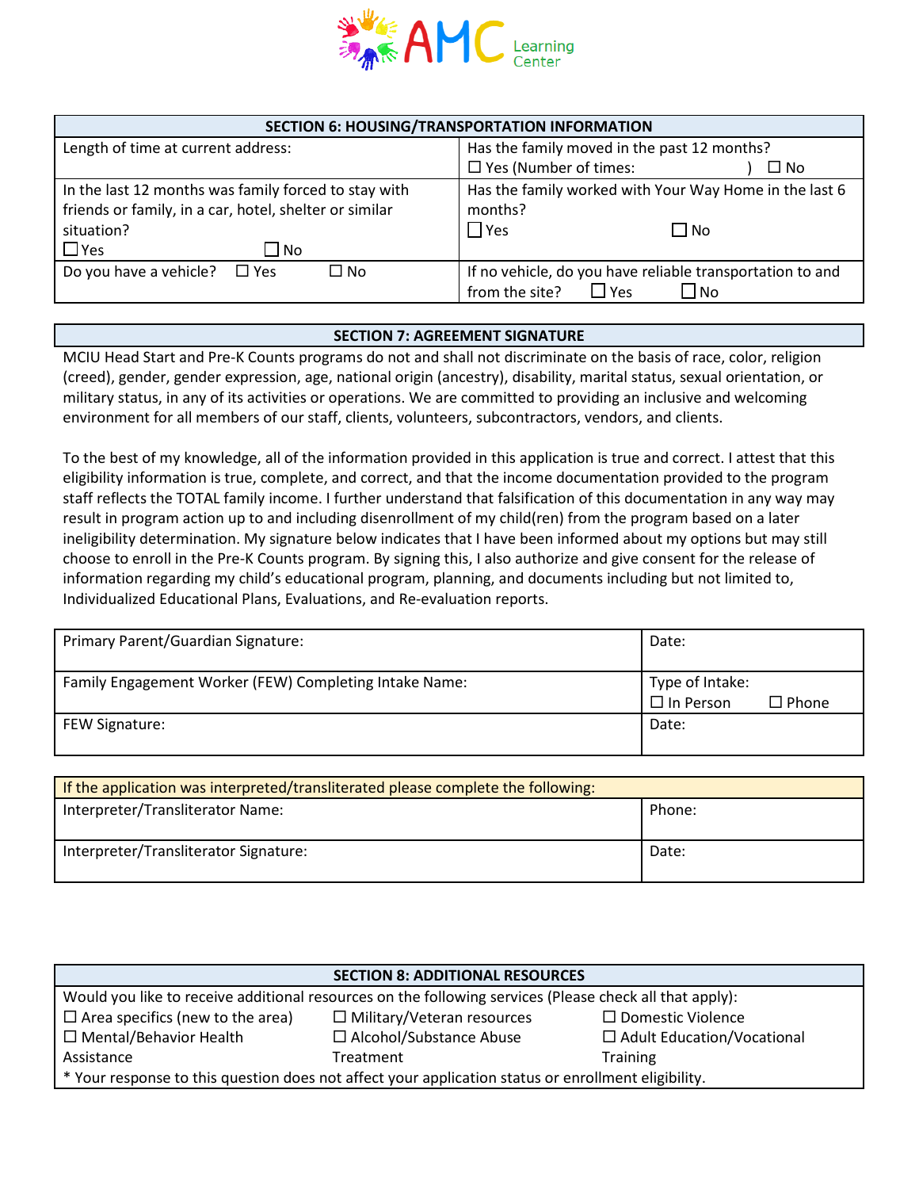AMC Learning Center

| SECTION 6: HOUSING/TRANSPORTATION INFORMATION | |
| --- | --- |
| Length of time at current address: | Has the family moved in the past 12 months?<br>☐ Yes (Number of times: ) ☐ No |
| In the last 12 months was family forced to stay with friends or family, in a car, hotel, shelter or similar situation?<br>☐ Yes ☐ No | Has the family worked with Your Way Home in the last 6 months?<br>☐ Yes ☐ No |
| Do you have a vehicle? ☐ Yes ☐ No | If no vehicle, do you have reliable transportation to and from the site? ☐ Yes ☐ No |

**SECTION 7: AGREEMENT SIGNATURE**

MCIU Head Start and Pre-K Counts programs do not and shall not discriminate on the basis of race, color, religion (creed), gender, gender expression, age, national origin (ancestry), disability, marital status, sexual orientation, or military status, in any of its activities or operations. We are committed to providing an inclusive and welcoming environment for all members of our staff, clients, volunteers, subcontractors, vendors, and clients.

To the best of my knowledge, all of the information provided in this application is true and correct. I attest that this eligibility information is true, complete, and correct, and that the income documentation provided to the program staff reflects the TOTAL family income. I further understand that falsification of this documentation in any way may result in program action up to and including disenrollment of my child(ren) from the program based on a later ineligibility determination. My signature below indicates that I have been informed about my options but may still choose to enroll in the Pre-K Counts program. By signing this, I also authorize and give consent for the release of information regarding my child's educational program, planning, and documents including but not limited to, Individualized Educational Plans, Evaluations, and Re-evaluation reports.

| | |
| --- | --- |
| Primary Parent/Guardian Signature: | Date: |
| Family Engagement Worker (FEW) Completing Intake Name: | Type of Intake:<br>☐ In Person ☐ Phone |
| FEW Signature: | Date: |

| If the application was interpreted/transliterated please complete the following: | |
| --- | --- |
| Interpreter/Transliterator Name: | Phone: |
| Interpreter/Transliterator Signature: | Date: |

**SECTION 8: ADDITIONAL RESOURCES**

Would you like to receive additional resources on the following services (Please check all that apply):

| | | |
| --- | --- | --- |
| ☐ Area specifics (new to the area) | ☐ Military/Veteran resources | ☐ Domestic Violence |
| ☐ Mental/Behavior Health Assistance | ☐ Alcohol/Substance Abuse Treatment | ☐ Adult Education/Vocational Training |

* Your response to this question does not affect your application status or enrollment eligibility.